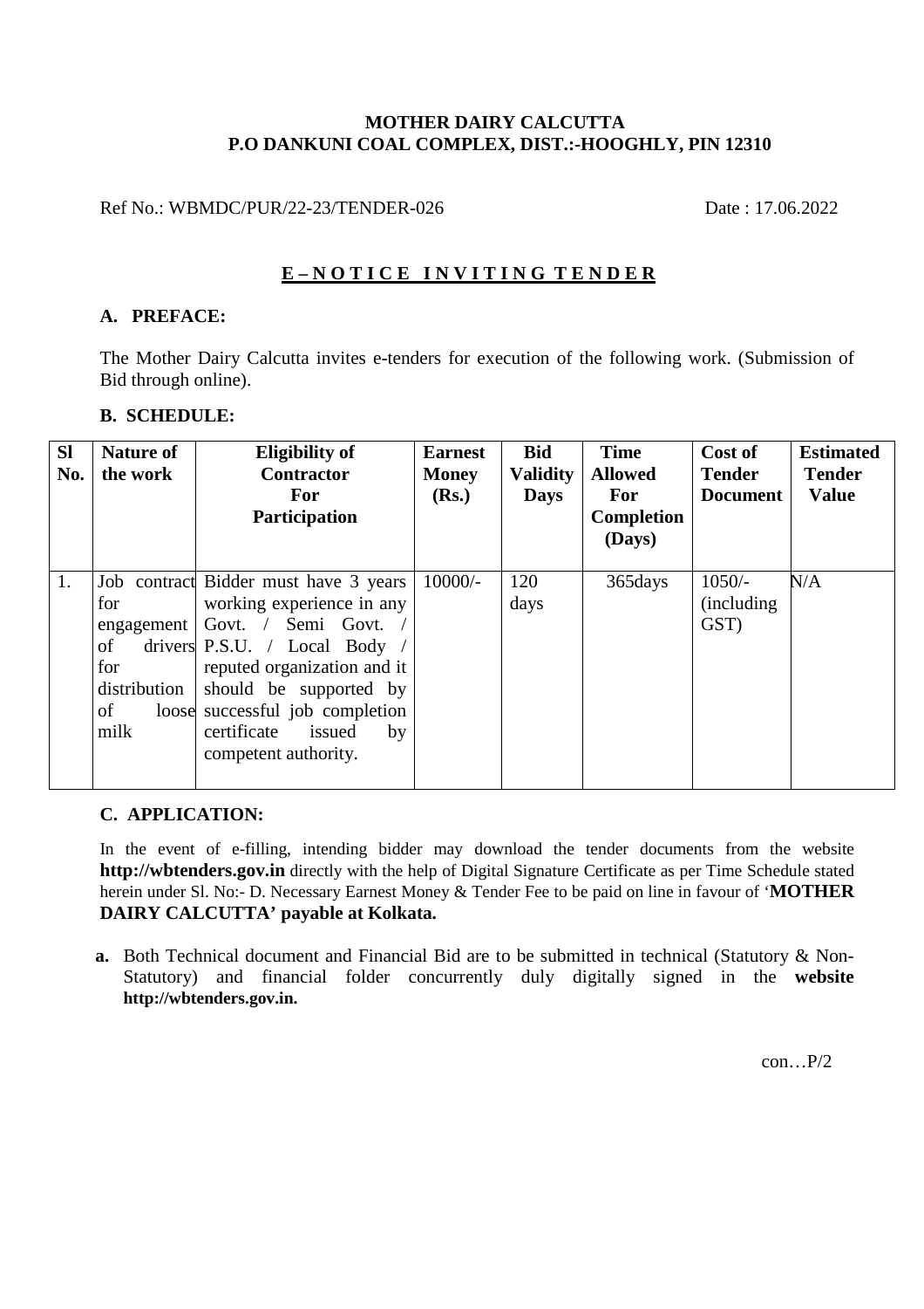**MOTHER DAIRY CALCUTTA**
**P.O DANKUNI COAL COMPLEX, DIST.:-HOOGHLY, PIN 12310**

Ref No.: WBMDC/PUR/22-23/TENDER-026 Date : 17.06.2022

# E – N O T I C E I N V I T I N G T E N D E R

## A. PREFACE:

The Mother Dairy Calcutta invites e-tenders for execution of the following work. (Submission of Bid through online).

## B. SCHEDULE:

| Sl No. | Nature of the work | Eligibility of Contractor For Participation | Earnest Money (Rs.) | Bid Validity Days | Time Allowed For Completion (Days) | Cost of Tender Document | Estimated Tender Value |
|---|---|---|---|---|---|---|---|
| 1. | Job contract for engagement of drivers for distribution of loose milk | Bidder must have 3 years working experience in any Govt. / Semi Govt. / P.S.U. / Local Body / reputed organization and it should be supported by successful job completion certificate issued by competent authority. | 10000/- | 120 days | 365days | 1050/- (including GST) | N/A |

## C. APPLICATION:

In the event of e-filling, intending bidder may download the tender documents from the website **http://wbtenders.gov.in** directly with the help of Digital Signature Certificate as per Time Schedule stated herein under Sl. No:- D. Necessary Earnest Money & Tender Fee to be paid on line in favour of '**MOTHER DAIRY CALCUTTA' payable at Kolkata.**

**a.** Both Technical document and Financial Bid are to be submitted in technical (Statutory & Non-Statutory) and financial folder concurrently duly digitally signed in the **website http://wbtenders.gov.in.**

con…P/2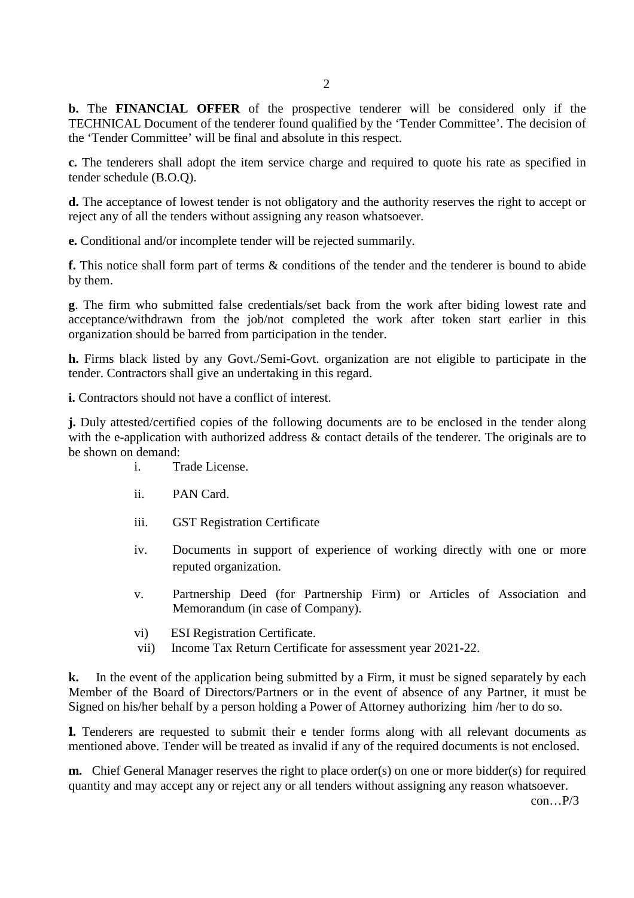**b.** The **FINANCIAL OFFER** of the prospective tenderer will be considered only if the TECHNICAL Document of the tenderer found qualified by the 'Tender Committee'. The decision of the 'Tender Committee' will be final and absolute in this respect.

**c.** The tenderers shall adopt the item service charge and required to quote his rate as specified in tender schedule (B.O.Q).

**d.** The acceptance of lowest tender is not obligatory and the authority reserves the right to accept or reject any of all the tenders without assigning any reason whatsoever.

**e.** Conditional and/or incomplete tender will be rejected summarily.

**f.** This notice shall form part of terms & conditions of the tender and the tenderer is bound to abide by them.

**g**. The firm who submitted false credentials/set back from the work after biding lowest rate and acceptance/withdrawn from the job/not completed the work after token start earlier in this organization should be barred from participation in the tender.

**h.** Firms black listed by any Govt./Semi-Govt. organization are not eligible to participate in the tender. Contractors shall give an undertaking in this regard.

**i.** Contractors should not have a conflict of interest.

**j.** Duly attested/certified copies of the following documents are to be enclosed in the tender along with the e-application with authorized address & contact details of the tenderer. The originals are to be shown on demand:

- i. Trade License.
- ii. PAN Card.
- iii. GST Registration Certificate
- iv. Documents in support of experience of working directly with one or more reputed organization.
- v. Partnership Deed (for Partnership Firm) or Articles of Association and Memorandum (in case of Company).
- vi) ESI Registration Certificate.
- vii) Income Tax Return Certificate for assessment year 2021-22.

**k.** In the event of the application being submitted by a Firm, it must be signed separately by each Member of the Board of Directors/Partners or in the event of absence of any Partner, it must be Signed on his/her behalf by a person holding a Power of Attorney authorizing him /her to do so.

**l.** Tenderers are requested to submit their e tender forms along with all relevant documents as mentioned above. Tender will be treated as invalid if any of the required documents is not enclosed.

**m.** Chief General Manager reserves the right to place order(s) on one or more bidder(s) for required quantity and may accept any or reject any or all tenders without assigning any reason whatsoever.

con…P/3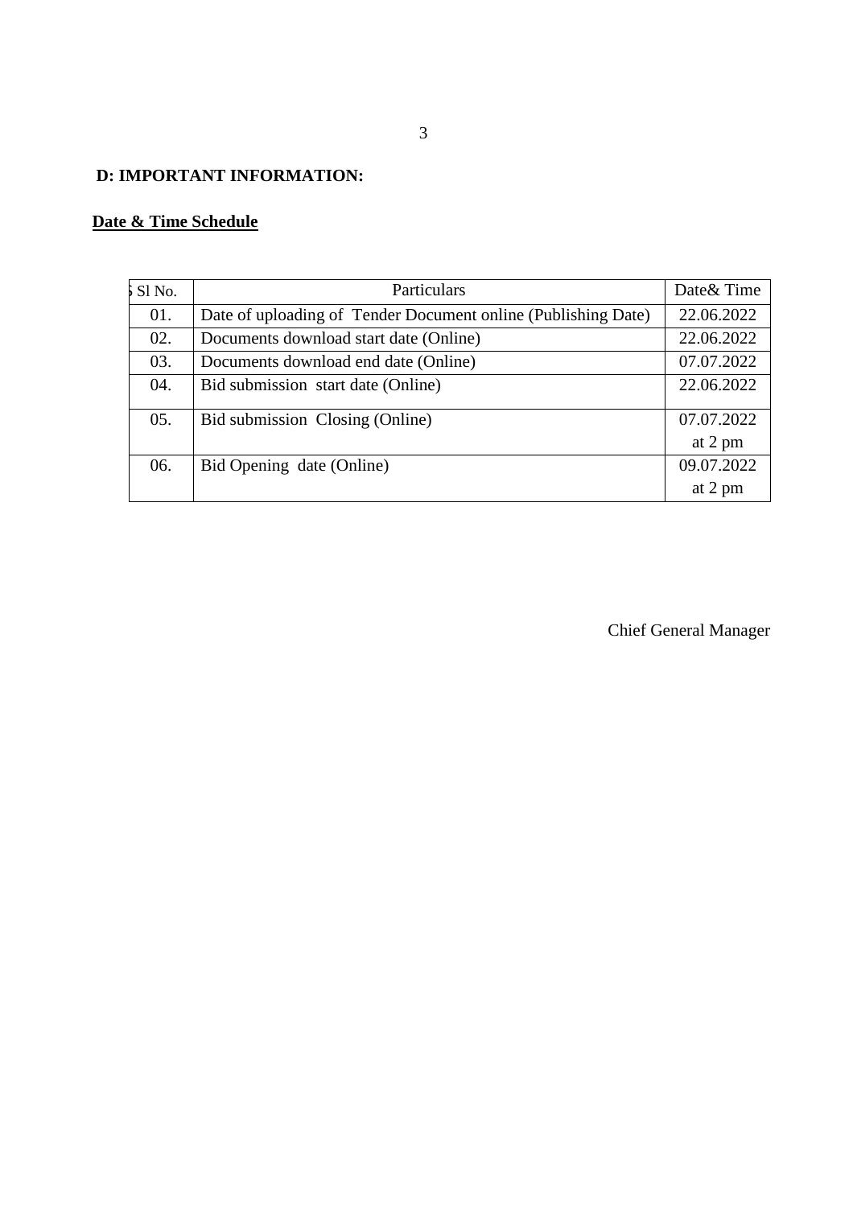## D: IMPORTANT INFORMATION:

**Date & Time Schedule**

| Sl No. | Particulars | Date& Time |
|---|---|---|
| 01. | Date of uploading of Tender Document online (Publishing Date) | 22.06.2022 |
| 02. | Documents download start date (Online) | 22.06.2022 |
| 03. | Documents download end date (Online) | 07.07.2022 |
| 04. | Bid submission start date (Online) | 22.06.2022 |
| 05. | Bid submission Closing (Online) | 07.07.2022 at 2 pm |
| 06. | Bid Opening date (Online) | 09.07.2022 at 2 pm |

Chief General Manager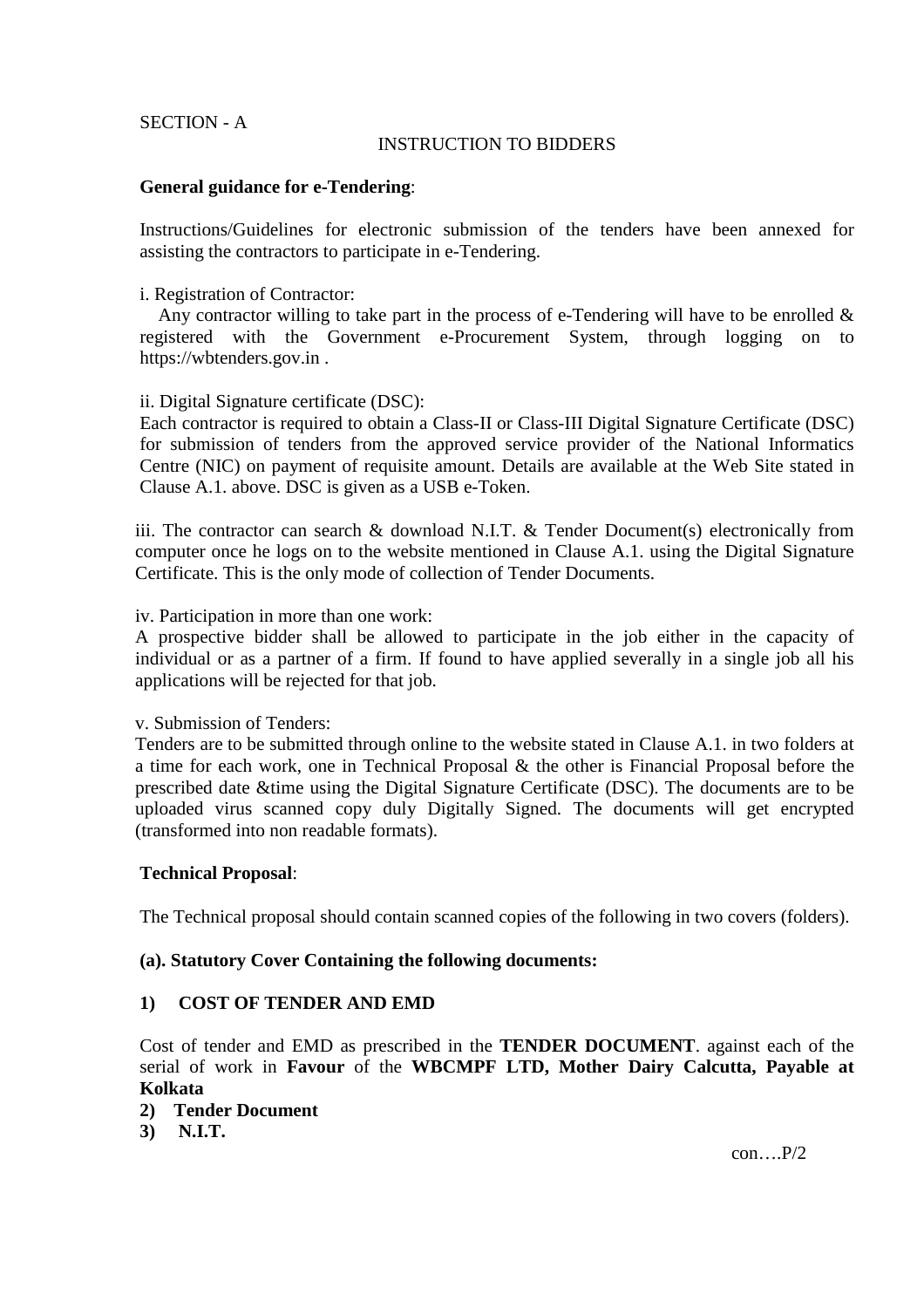SECTION - A

INSTRUCTION TO BIDDERS

**General guidance for e-Tendering**:

Instructions/Guidelines for electronic submission of the tenders have been annexed for assisting the contractors to participate in e-Tendering.

i. Registration of Contractor:

Any contractor willing to take part in the process of e-Tendering will have to be enrolled & registered with the Government e-Procurement System, through logging on to https://wbtenders.gov.in .

ii. Digital Signature certificate (DSC):

Each contractor is required to obtain a Class-II or Class-III Digital Signature Certificate (DSC) for submission of tenders from the approved service provider of the National Informatics Centre (NIC) on payment of requisite amount. Details are available at the Web Site stated in Clause A.1. above. DSC is given as a USB e-Token.

iii. The contractor can search & download N.I.T. & Tender Document(s) electronically from computer once he logs on to the website mentioned in Clause A.1. using the Digital Signature Certificate. This is the only mode of collection of Tender Documents.

iv. Participation in more than one work:

A prospective bidder shall be allowed to participate in the job either in the capacity of individual or as a partner of a firm. If found to have applied severally in a single job all his applications will be rejected for that job.

v. Submission of Tenders:

Tenders are to be submitted through online to the website stated in Clause A.1. in two folders at a time for each work, one in Technical Proposal & the other is Financial Proposal before the prescribed date &time using the Digital Signature Certificate (DSC). The documents are to be uploaded virus scanned copy duly Digitally Signed. The documents will get encrypted (transformed into non readable formats).

**Technical Proposal**:

The Technical proposal should contain scanned copies of the following in two covers (folders).

**(a). Statutory Cover Containing the following documents:**

**1) COST OF TENDER AND EMD**

Cost of tender and EMD as prescribed in the **TENDER DOCUMENT**. against each of the serial of work in **Favour** of the **WBCMPF LTD, Mother Dairy Calcutta, Payable at Kolkata**

**2) Tender Document**

**3) N.I.T.**

con….P/2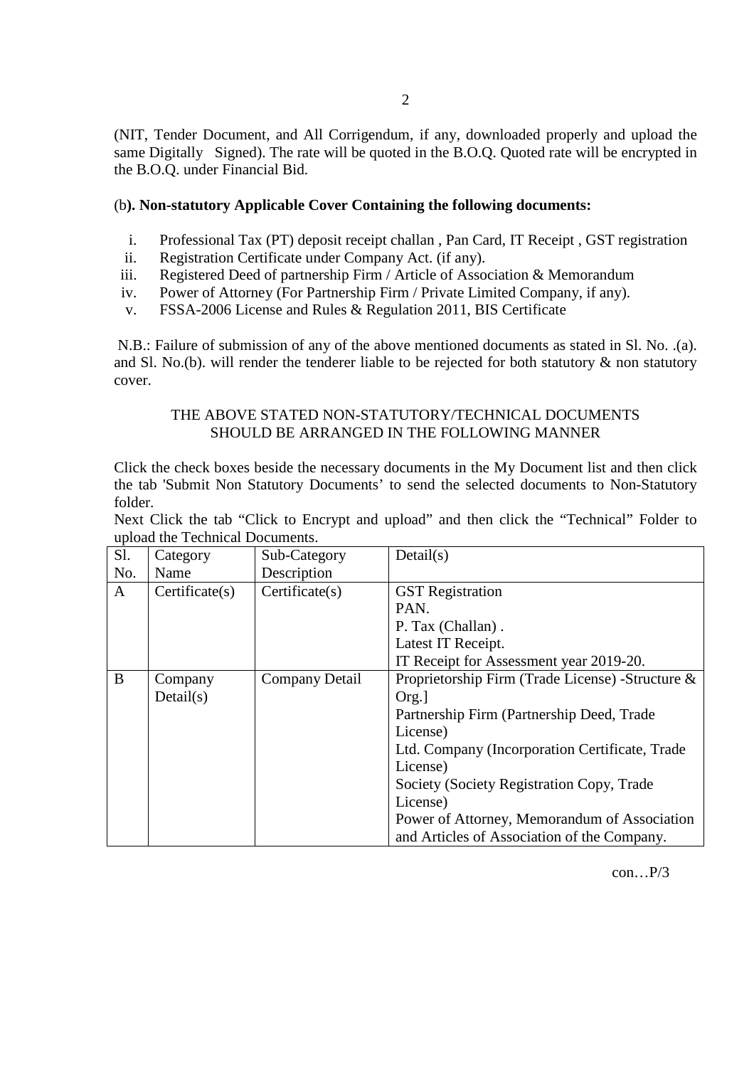(NIT, Tender Document, and All Corrigendum, if any, downloaded properly and upload the same Digitally Signed). The rate will be quoted in the B.O.Q. Quoted rate will be encrypted in the B.O.Q. under Financial Bid.

(b**). Non-statutory Applicable Cover Containing the following documents:**

i. Professional Tax (PT) deposit receipt challan , Pan Card, IT Receipt , GST registration
ii. Registration Certificate under Company Act. (if any).
iii. Registered Deed of partnership Firm / Article of Association & Memorandum
iv. Power of Attorney (For Partnership Firm / Private Limited Company, if any).
v. FSSA-2006 License and Rules & Regulation 2011, BIS Certificate

N.B.: Failure of submission of any of the above mentioned documents as stated in Sl. No. .(a). and Sl. No.(b). will render the tenderer liable to be rejected for both statutory & non statutory cover.

THE ABOVE STATED NON-STATUTORY/TECHNICAL DOCUMENTS SHOULD BE ARRANGED IN THE FOLLOWING MANNER

Click the check boxes beside the necessary documents in the My Document list and then click the tab 'Submit Non Statutory Documents' to send the selected documents to Non-Statutory folder.
Next Click the tab "Click to Encrypt and upload" and then click the "Technical" Folder to upload the Technical Documents.

| Sl. No. | Category Name | Sub-Category Description | Detail(s) |
|---|---|---|---|
| A | Certificate(s) | Certificate(s) | GST Registration<br>PAN.<br>P. Tax (Challan) .<br>Latest IT Receipt.<br>IT Receipt for Assessment year 2019-20. |
| B | Company Detail(s) | Company Detail | Proprietorship Firm (Trade License) -Structure & Org.]<br>Partnership Firm (Partnership Deed, Trade License)<br>Ltd. Company (Incorporation Certificate, Trade License)<br>Society (Society Registration Copy, Trade License)<br>Power of Attorney, Memorandum of Association and Articles of Association of the Company. |

con…P/3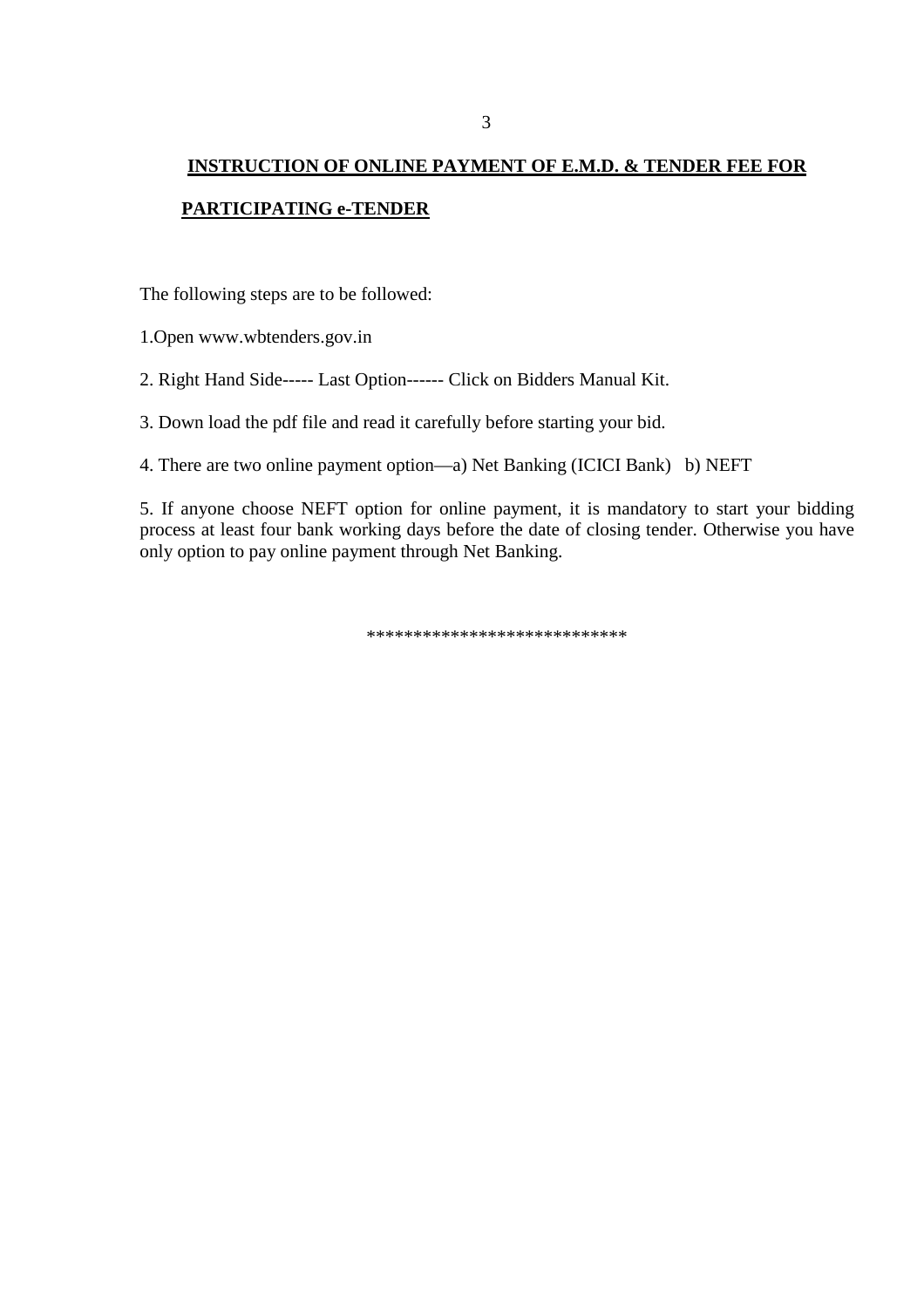## INSTRUCTION OF ONLINE PAYMENT OF E.M.D. & TENDER FEE FOR PARTICIPATING e-TENDER

The following steps are to be followed:

1.Open www.wbtenders.gov.in

2. Right Hand Side----- Last Option------ Click on Bidders Manual Kit.

3. Down load the pdf file and read it carefully before starting your bid.

4. There are two online payment option—a) Net Banking (ICICI Bank) b) NEFT

5. If anyone choose NEFT option for online payment, it is mandatory to start your bidding process at least four bank working days before the date of closing tender. Otherwise you have only option to pay online payment through Net Banking.

***************************